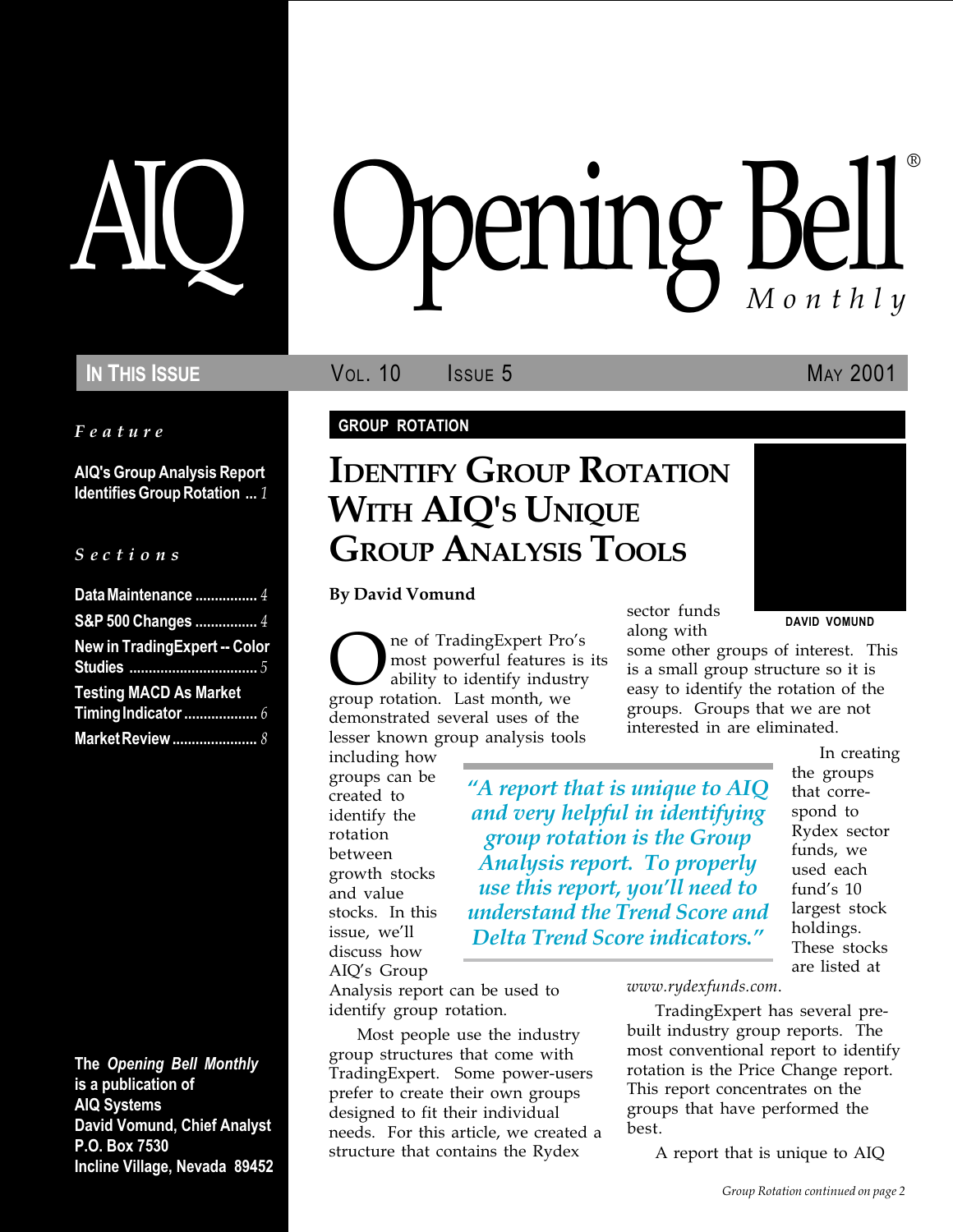# AIQ Opening Bell® Monthly

**In This Issue** — Vol. 10 Issue 5 — May 2001

*Feature*

**AIQ's Group Analysis Report Identifies Group Rotation ... 1**

*Sections*

**Data Maintenance ................ 4**

**S&P 500 Changes ................ 4**

**New in TradingExpert -- Color Studies ................................ 5**

**Testing MACD As Market Timing Indicator .................. 6**

**Market Review ...................... 8**

**The *Opening Bell Monthly* is a publication of AIQ Systems**
**David Vomund, Chief Analyst**
**P.O. Box 7530**
**Incline Village, Nevada 89452**

**GROUP ROTATION**

## Identify Group Rotation With AIQ's Unique Group Analysis Tools

**By David Vomund**

DAVID VOMUND

One of TradingExpert Pro's most powerful features is its ability to identify industry group rotation. Last month, we demonstrated several uses of the lesser known group analysis tools including how groups can be created to identify the rotation between growth stocks and value stocks. In this issue, we'll discuss how AIQ's Group Analysis report can be used to identify group rotation.

Most people use the industry group structures that come with TradingExpert. Some power-users prefer to create their own groups designed to fit their individual needs. For this article, we created a structure that contains the Rydex sector funds along with some other groups of interest. This is a small group structure so it is easy to identify the rotation of the groups. Groups that we are not interested in are eliminated.

> *"A report that is unique to AIQ and very helpful in identifying group rotation is the Group Analysis report. To properly use this report, you'll need to understand the Trend Score and Delta Trend Score indicators."*

In creating the groups that correspond to Rydex sector funds, we used each fund's 10 largest stock holdings. These stocks are listed at *www.rydexfunds.com*.

TradingExpert has several pre-built industry group reports. The most conventional report to identify rotation is the Price Change report. This report concentrates on the groups that have performed the best.

A report that is unique to AIQ

*Group Rotation continued on page 2*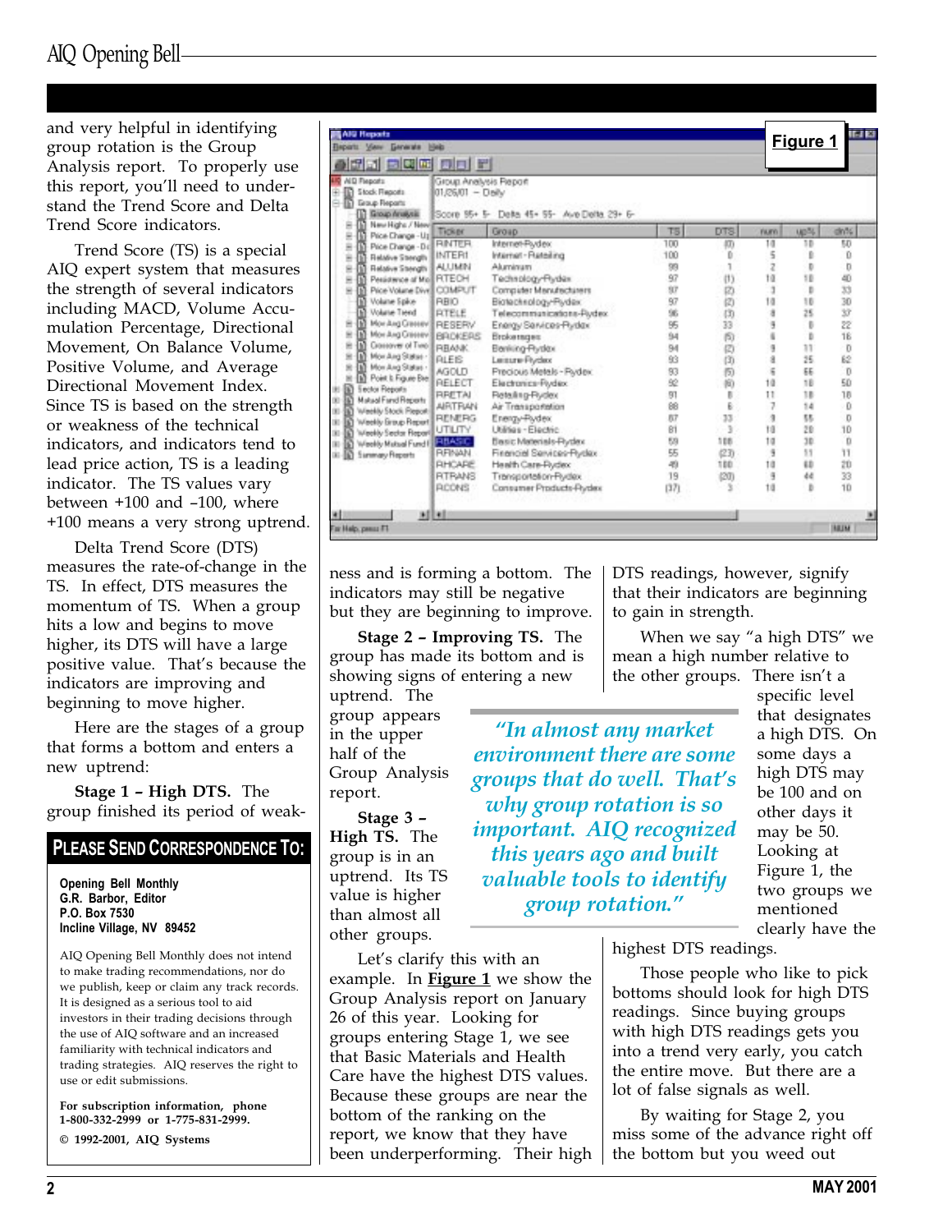and very helpful in identifying group rotation is the Group Analysis report. To properly use this report, you'll need to understand the Trend Score and Delta Trend Score indicators.

Trend Score (TS) is a special AIQ expert system that measures the strength of several indicators including MACD, Volume Accumulation Percentage, Directional Movement, On Balance Volume, Positive Volume, and Average Directional Movement Index. Since TS is based on the strength or weakness of the technical indicators, and indicators tend to lead price action, TS is a leading indicator. The TS values vary between +100 and –100, where +100 means a very strong uptrend.

Delta Trend Score (DTS) measures the rate-of-change in the TS. In effect, DTS measures the momentum of TS. When a group hits a low and begins to move higher, its DTS will have a large positive value. That's because the indicators are improving and beginning to move higher.

Here are the stages of a group that forms a bottom and enters a new uptrend:

**Stage 1 – High DTS.** The group finished its period of weakness and is forming a bottom. The indicators may still be negative but they are beginning to improve.

**Figure 1**

Group Analysis Report
01/26/01 — Daily

Score 95+ 5- Delta 45+ 55- Ave Delta 29+ 6-

| Ticker | Group | TS | DTS | num | up% | dn% |
|---|---|---|---|---|---|---|
| RINTER | Internet-Rydex | 100 | (0) | 10 | 10 | 50 |
| INTERI | Internet-Retailing | 100 | 0 | 5 | 0 | 0 |
| ALUMIN | Aluminum | 99 | 1 | 2 | 0 | 0 |
| RTECH | Technology-Rydex | 97 | (1) | 10 | 10 | 40 |
| COMPUT | Computer Manufacturers | 97 | (2) | 3 | 0 | 33 |
| RBIO | Biotechnology-Rydex | 97 | (2) | 10 | 10 | 30 |
| RTELE | Telecommunications-Rydex | 96 | (3) | 8 | 25 | 37 |
| RESERV | Energy Services-Rydex | 95 | 33 | 9 | 0 | 22 |
| BROKERS | Brokerages | 94 | (5) | 6 | 0 | 16 |
| RBANK | Banking-Rydex | 94 | (2) | 9 | 11 | 0 |
| RLEIS | Leisure-Rydex | 93 | (3) | 8 | 25 | 62 |
| AGOLD | Precious Metals - Rydex | 93 | (5) | 6 | 66 | 0 |
| RELECT | Electronics-Rydex | 92 | (6) | 10 | 10 | 50 |
| RRETAI | Retailing-Rydex | 91 | 0 | 11 | 18 | 18 |
| AIRTRAN | Air Transportation | 88 | 6 | 7 | 14 | 0 |
| RENERG | Energy-Rydex | 87 | 33 | 9 | 55 | 0 |
| UTILITY | Utilities - Electric | 81 | 3 | 10 | 20 | 10 |
| RBASIC | Basic Materials-Rydex | 59 | 100 | 10 | 30 | 0 |
| RFINAN | Financial Services-Rydex | 55 | (23) | 9 | 11 | 11 |
| RHCARE | Health Care-Rydex | 49 | 100 | 10 | 60 | 20 |
| RTRANS | Transportation-Rydex | 19 | (20) | 9 | 44 | 33 |
| RCONS | Consumer Products-Rydex | (37) | 3 | 10 | 0 | 10 |

**Stage 2 – Improving TS.** The group has made its bottom and is showing signs of entering a new uptrend. The group appears in the upper half of the Group Analysis report.

**Stage 3 – High TS.** The group is in an uptrend. Its TS value is higher than almost all other groups.

> *"In almost any market environment there are some groups that do well. That's why group rotation is so important. AIQ recognized this years ago and built valuable tools to identify group rotation."*

Let's clarify this with an example. In **Figure 1** we show the Group Analysis report on January 26 of this year. Looking for groups entering Stage 1, we see that Basic Materials and Health Care have the highest DTS values. Because these groups are near the bottom of the ranking on the report, we know that they have been underperforming. Their high DTS readings, however, signify that their indicators are beginning to gain in strength.

When we say "a high DTS" we mean a high number relative to the other groups. There isn't a specific level that designates a high DTS. On some days a high DTS may be 100 and on other days it may be 50. Looking at Figure 1, the two groups we mentioned clearly have the highest DTS readings.

Those people who like to pick bottoms should look for high DTS readings. Since buying groups with high DTS readings gets you into a trend very early, you catch the entire move. But there are a lot of false signals as well.

By waiting for Stage 2, you miss some of the advance right off the bottom but you weed out

---

**PLEASE SEND CORRESPONDENCE TO:**

**Opening Bell Monthly**
**G.R. Barbor, Editor**
**P.O. Box 7530**
**Incline Village, NV 89452**

AIQ Opening Bell Monthly does not intend to make trading recommendations, nor do we publish, keep or claim any track records. It is designed as a serious tool to aid investors in their trading decisions through the use of AIQ software and an increased familiarity with technical indicators and trading strategies. AIQ reserves the right to use or edit submissions.

**For subscription information, phone 1-800-332-2999 or 1-775-831-2999.**

**© 1992-2001, AIQ Systems**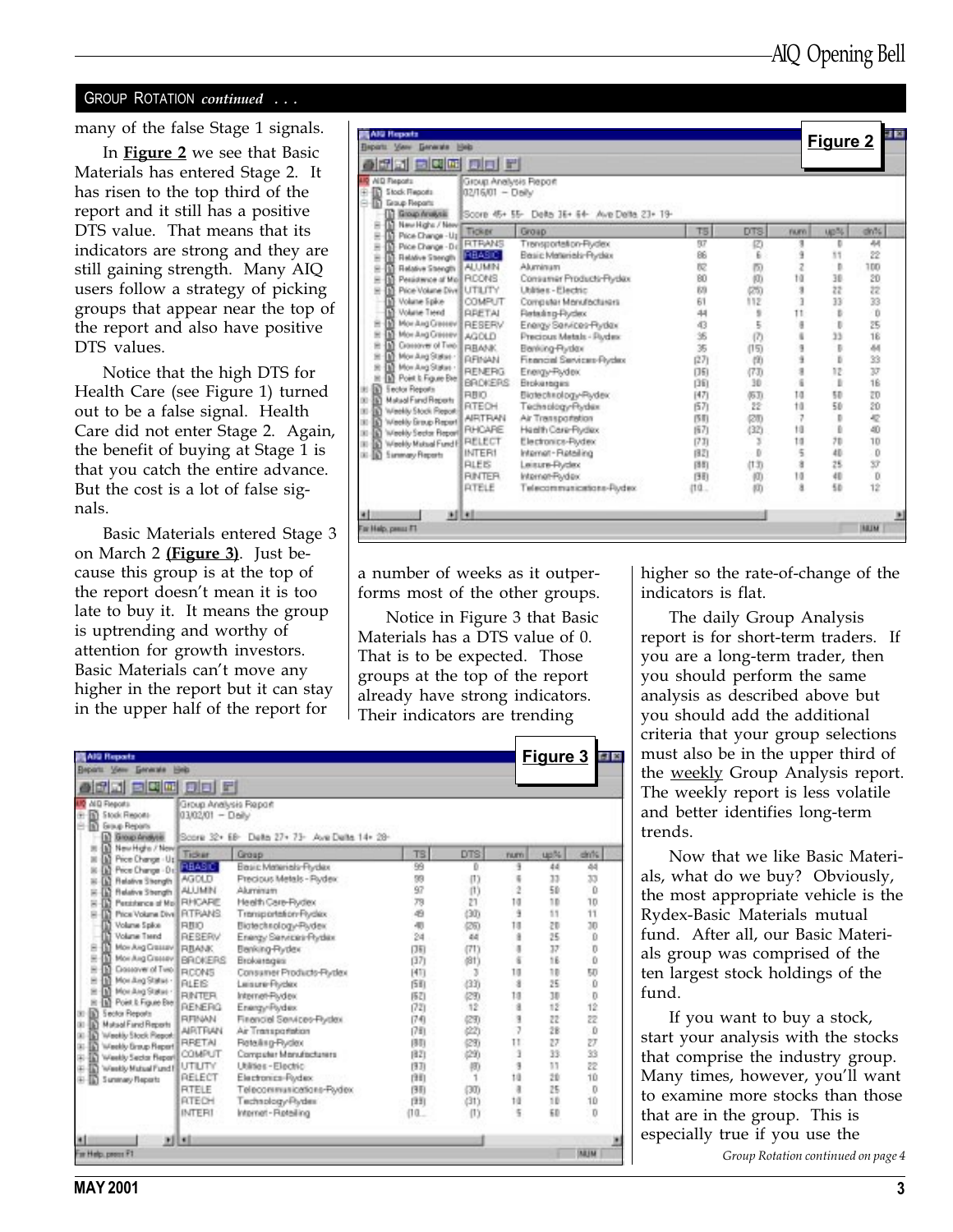## GROUP ROTATION *continued . . .*

many of the false Stage 1 signals.

In **Figure 2** we see that Basic Materials has entered Stage 2. It has risen to the top third of the report and it still has a positive DTS value. That means that its indicators are strong and they are still gaining strength. Many AIQ users follow a strategy of picking groups that appear near the top of the report and also have positive DTS values.

Notice that the high DTS for Health Care (see Figure 1) turned out to be a false signal. Health Care did not enter Stage 2. Again, the benefit of buying at Stage 1 is that you catch the entire advance. But the cost is a lot of false signals.

Basic Materials entered Stage 3 on March 2 **(Figure 3)**. Just because this group is at the top of the report doesn't mean it is too late to buy it. It means the group is uptrending and worthy of attention for growth investors. Basic Materials can't move any higher in the report but it can stay in the upper half of the report for a number of weeks as it outperforms most of the other groups.

Notice in Figure 3 that Basic Materials has a DTS value of 0. That is to be expected. Those groups at the top of the report already have strong indicators. Their indicators are trending higher so the rate-of-change of the indicators is flat.

The daily Group Analysis report is for short-term traders. If you are a long-term trader, then you should perform the same analysis as described above but you should add the additional criteria that your group selections must also be in the upper third of the weekly Group Analysis report. The weekly report is less volatile and better identifies long-term trends.

Now that we like Basic Materials, what do we buy? Obviously, the most appropriate vehicle is the Rydex-Basic Materials mutual fund. After all, our Basic Materials group was comprised of the ten largest stock holdings of the fund.

If you want to buy a stock, start your analysis with the stocks that comprise the industry group. Many times, however, you'll want to examine more stocks than those that are in the group. This is especially true if you use the

**Figure 2**

Group Analysis Report 02/16/01 — Daily

Score 45+ 55- Delta 36+ 64- Ave Delta 23+ 19-

| Ticker | Group | TS | DTS | num | up% | dn% |
|---|---|---|---|---|---|---|
| RTRANS | Transportation-Rydex | 97 | (2) | 9 | 0 | 44 |
| RBASIC | Basic Materials-Rydex | 86 | 6 | 9 | 11 | 22 |
| ALUMIN | Aluminum | 82 | (5) | 2 | 0 | 100 |
| RCONS | Consumer Products-Rydex | 80 | (0) | 10 | 30 | 20 |
| UTILITY | Utilities - Electric | 69 | (25) | 9 | 22 | 22 |
| COMPUT | Computer Manufacturers | 61 | 112 | 3 | 33 | 33 |
| RRETAI | Retailing-Rydex | 44 | 9 | 11 | 0 | 0 |
| RESERV | Energy Services-Rydex | 43 | 5 | 8 | 0 | 25 |
| AGOLD | Precious Metals - Rydex | 35 | (7) | 6 | 33 | 16 |
| RBANK | Banking-Rydex | 35 | (15) | 9 | 0 | 44 |
| RFINAN | Financial Services-Rydex | (27) | (9) | 9 | 0 | 33 |
| RENERG | Energy-Rydex | (36) | (73) | 8 | 12 | 37 |
| BROKERS | Brokerages | (36) | 30 | 6 | 0 | 16 |
| RBIO | Biotechnology-Rydex | (47) | (63) | 10 | 50 | 20 |
| RTECH | Technology-Rydex | (57) | 22 | 10 | 50 | 20 |
| AIRTRAN | Air Transportation | (58) | (20) | 7 | 0 | 42 |
| RHCARE | Health Care-Rydex | (67) | (32) | 10 | 0 | 40 |
| RELECT | Electronics-Rydex | (73) | 3 | 10 | 70 | 10 |
| INTERI | Internet - Retailing | (82) | 0 | 5 | 40 | 0 |
| RLEIS | Leisure-Rydex | (88) | (13) | 8 | 25 | 37 |
| RINTER | Internet-Rydex | (98) | (0) | 10 | 40 | 0 |
| RTELE | Telecommunications-Rydex | (10... | (0) | 8 | 50 | 12 |

**Figure 3**

Group Analysis Report 03/02/01 — Daily

Score 32+ 68- Delta 27+ 73- Ave Delta 14+ 28-

| Ticker | Group | TS | DTS | num | up% | dn% |
|---|---|---|---|---|---|---|
| RBASIC | Basic Materials-Rydex | 99 | 0 | 9 | 44 | 44 |
| AGOLD | Precious Metals - Rydex | 99 | (1) | 6 | 33 | 33 |
| ALUMIN | Aluminum | 97 | (1) | 2 | 50 | 0 |
| RHCARE | Health Care-Rydex | 79 | 21 | 10 | 10 | 10 |
| RTRANS | Transportation-Rydex | 49 | (30) | 9 | 11 | 11 |
| RBIO | Biotechnology-Rydex | 40 | (26) | 10 | 20 | 30 |
| RESERV | Energy Services-Rydex | 24 | 44 | 8 | 25 | 0 |
| RBANK | Banking-Rydex | (36) | (71) | 8 | 37 | 0 |
| BROKERS | Brokerages | (37) | (81) | 6 | 16 | 0 |
| RCONS | Consumer Products-Rydex | (41) | 3 | 10 | 10 | 50 |
| RLEIS | Leisure-Rydex | (58) | (33) | 8 | 25 | 0 |
| RINTER | Internet-Rydex | (62) | (29) | 10 | 30 | 0 |
| RENERG | Energy-Rydex | (72) | 12 | 8 | 12 | 12 |
| RFINAN | Financial Services-Rydex | (74) | (29) | 9 | 22 | 22 |
| AIRTRAN | Air Transportation | (78) | (22) | 7 | 28 | 0 |
| RRETAI | Retailing-Rydex | (80) | (29) | 11 | 27 | 27 |
| COMPUT | Computer Manufacturers | (82) | (29) | 3 | 33 | 33 |
| UTILITY | Utilities - Electric | (83) | (8) | 9 | 11 | 22 |
| RELECT | Electronics-Rydex | (88) | 1 | 10 | 20 | 10 |
| RTELE | Telecommunications-Rydex | (98) | (30) | 8 | 25 | 0 |
| RTECH | Technology-Rydex | (99) | (31) | 10 | 10 | 10 |
| INTERI | Internet - Retailing | (10... | (1) | 5 | 60 | 0 |

*Group Rotation continued on page 4*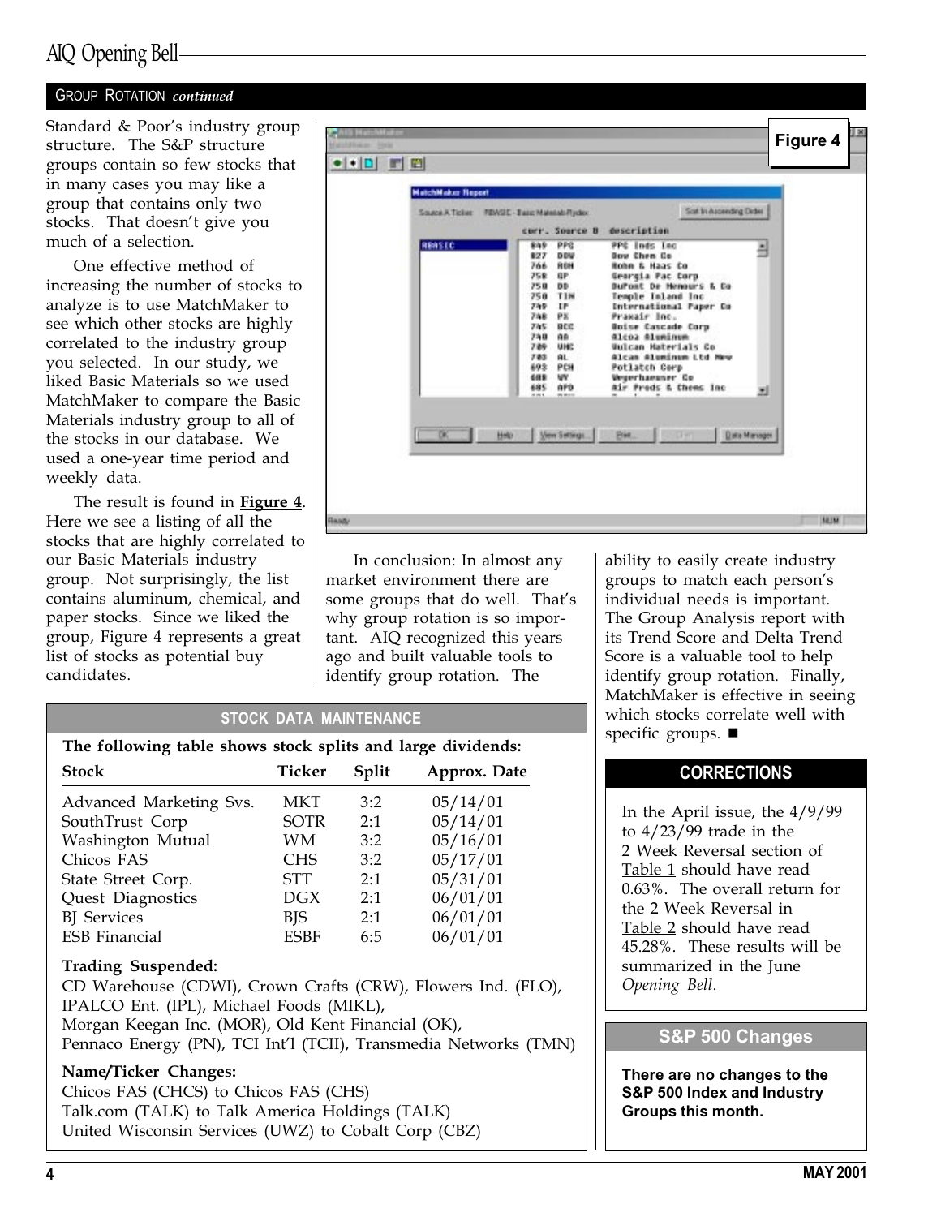## GROUP ROTATION *continued*

Standard & Poor's industry group structure. The S&P structure groups contain so few stocks that in many cases you may like a group that contains only two stocks. That doesn't give you much of a selection.

One effective method of increasing the number of stocks to analyze is to use MatchMaker to see which other stocks are highly correlated to the industry group you selected. In our study, we liked Basic Materials so we used MatchMaker to compare the Basic Materials industry group to all of the stocks in our database. We used a one-year time period and weekly data.

The result is found in **Figure 4**. Here we see a listing of all the stocks that are highly correlated to our Basic Materials industry group. Not surprisingly, the list contains aluminum, chemical, and paper stocks. Since we liked the group, Figure 4 represents a great list of stocks as potential buy candidates.

**Figure 4**

In conclusion: In almost any market environment there are some groups that do well. That's why group rotation is so important. AIQ recognized this years ago and built valuable tools to identify group rotation. The ability to easily create industry groups to match each person's individual needs is important. The Group Analysis report with its Trend Score and Delta Trend Score is a valuable tool to help identify group rotation. Finally, MatchMaker is effective in seeing which stocks correlate well with specific groups. ■

## STOCK DATA MAINTENANCE

**The following table shows stock splits and large dividends:**

| Stock | Ticker | Split | Approx. Date |
|---|---|---|---|
| Advanced Marketing Svs. | MKT | 3:2 | 05/14/01 |
| SouthTrust Corp | SOTR | 2:1 | 05/14/01 |
| Washington Mutual | WM | 3:2 | 05/16/01 |
| Chicos FAS | CHS | 3:2 | 05/17/01 |
| State Street Corp. | STT | 2:1 | 05/31/01 |
| Quest Diagnostics | DGX | 2:1 | 06/01/01 |
| BJ Services | BJS | 2:1 | 06/01/01 |
| ESB Financial | ESBF | 6:5 | 06/01/01 |

**Trading Suspended:**

CD Warehouse (CDWI), Crown Crafts (CRW), Flowers Ind. (FLO), IPALCO Ent. (IPL), Michael Foods (MIKL), Morgan Keegan Inc. (MOR), Old Kent Financial (OK), Pennaco Energy (PN), TCI Int'l (TCII), Transmedia Networks (TMN)

**Name/Ticker Changes:**

Chicos FAS (CHCS) to Chicos FAS (CHS)
Talk.com (TALK) to Talk America Holdings (TALK)
United Wisconsin Services (UWZ) to Cobalt Corp (CBZ)

## CORRECTIONS

In the April issue, the 4/9/99 to 4/23/99 trade in the 2 Week Reversal section of Table 1 should have read 0.63%. The overall return for the 2 Week Reversal in Table 2 should have read 45.28%. These results will be summarized in the June *Opening Bell*.

## S&P 500 Changes

**There are no changes to the S&P 500 Index and Industry Groups this month.**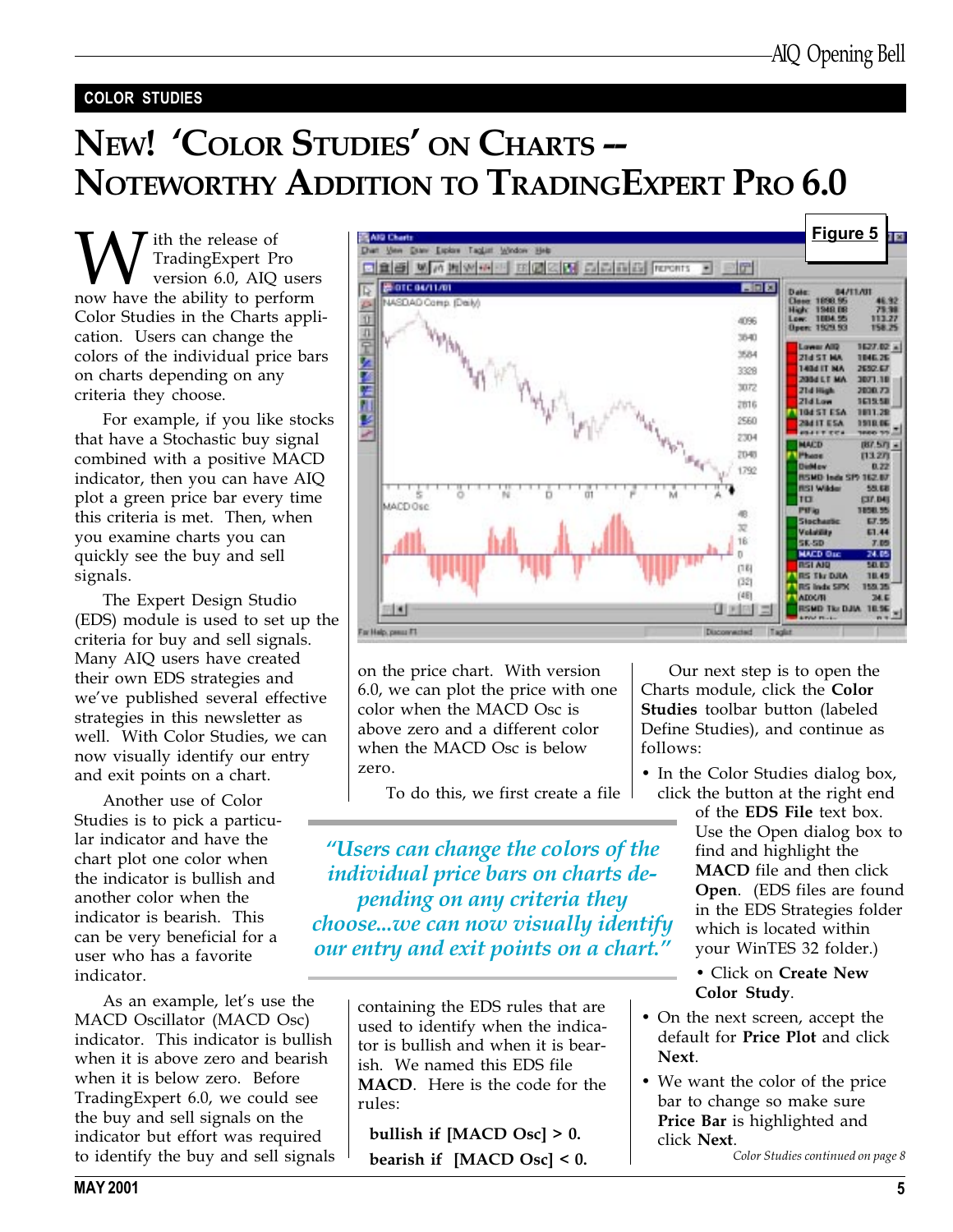COLOR STUDIES

# NEW! 'COLOR STUDIES' ON CHARTS -- NOTEWORTHY ADDITION TO TRADINGEXPERT PRO 6.0

With the release of TradingExpert Pro version 6.0, AIQ users now have the ability to perform Color Studies in the Charts application. Users can change the colors of the individual price bars on charts depending on any criteria they choose.

For example, if you like stocks that have a Stochastic buy signal combined with a positive MACD indicator, then you can have AIQ plot a green price bar every time this criteria is met. Then, when you examine charts you can quickly see the buy and sell signals.

The Expert Design Studio (EDS) module is used to set up the criteria for buy and sell signals. Many AIQ users have created their own EDS strategies and we've published several effective strategies in this newsletter as well. With Color Studies, we can now visually identify our entry and exit points on a chart.

Another use of Color Studies is to pick a particular indicator and have the chart plot one color when the indicator is bullish and another color when the indicator is bearish. This can be very beneficial for a user who has a favorite indicator.

As an example, let's use the MACD Oscillator (MACD Osc) indicator. This indicator is bullish when it is above zero and bearish when it is below zero. Before TradingExpert 6.0, we could see the buy and sell signals on the indicator but effort was required to identify the buy and sell signals on the price chart. With version 6.0, we can plot the price with one color when the MACD Osc is above zero and a different color when the MACD Osc is below zero.

Figure 5

*"Users can change the colors of the individual price bars on charts depending on any criteria they choose...we can now visually identify our entry and exit points on a chart."*

To do this, we first create a file containing the EDS rules that are used to identify when the indicator is bullish and when it is bearish. We named this EDS file **MACD**. Here is the code for the rules:

```
bullish if [MACD Osc] > 0.
bearish if  [MACD Osc] < 0.
```

Our next step is to open the Charts module, click the **Color Studies** toolbar button (labeled Define Studies), and continue as follows:

- In the Color Studies dialog box, click the button at the right end of the **EDS File** text box. Use the Open dialog box to find and highlight the **MACD** file and then click **Open**. (EDS files are found in the EDS Strategies folder which is located within your WinTES 32 folder.)
  - Click on **Create New Color Study**.
- On the next screen, accept the default for **Price Plot** and click **Next**.
- We want the color of the price bar to change so make sure **Price Bar** is highlighted and click **Next**.

*Color Studies continued on page 8*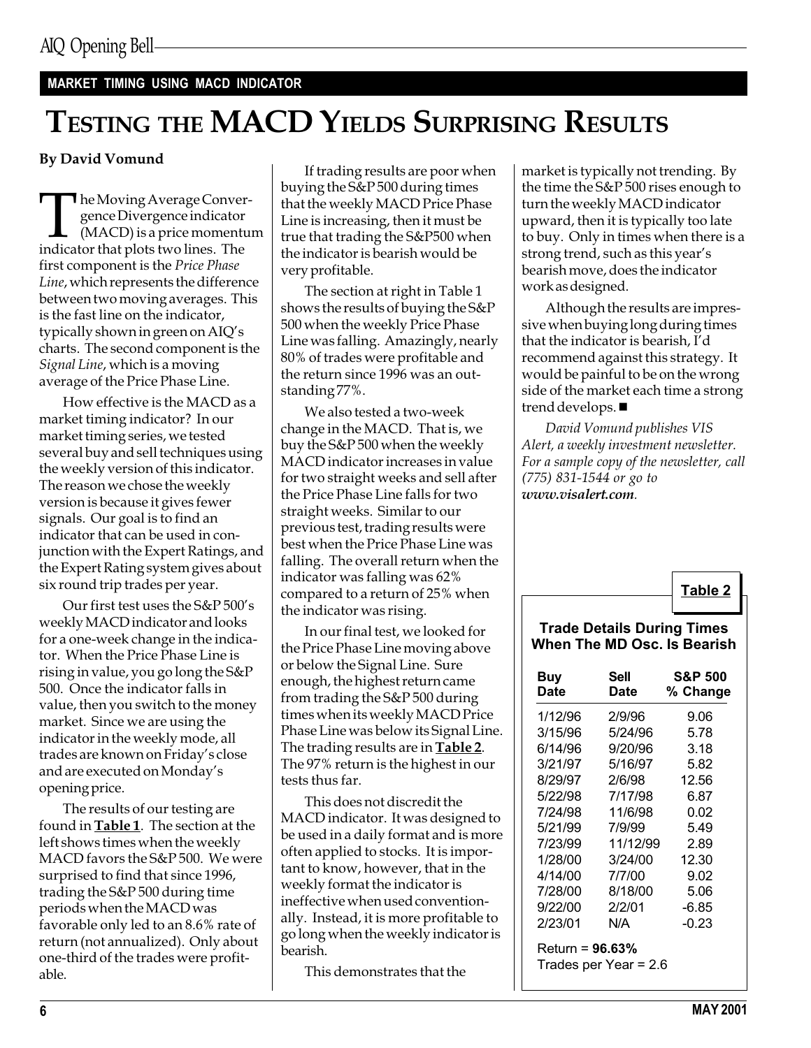**MARKET TIMING USING MACD INDICATOR**

# TESTING THE MACD YIELDS SURPRISING RESULTS

**By David Vomund**

The Moving Average Convergence Divergence indicator (MACD) is a price momentum indicator that plots two lines. The first component is the *Price Phase Line*, which represents the difference between two moving averages. This is the fast line on the indicator, typically shown in green on AIQ's charts. The second component is the *Signal Line*, which is a moving average of the Price Phase Line.

How effective is the MACD as a market timing indicator? In our market timing series, we tested several buy and sell techniques using the weekly version of this indicator. The reason we chose the weekly version is because it gives fewer signals. Our goal is to find an indicator that can be used in conjunction with the Expert Ratings, and the Expert Rating system gives about six round trip trades per year.

Our first test uses the S&P 500's weekly MACD indicator and looks for a one-week change in the indicator. When the Price Phase Line is rising in value, you go long the S&P 500. Once the indicator falls in value, then you switch to the money market. Since we are using the indicator in the weekly mode, all trades are known on Friday's close and are executed on Monday's opening price.

The results of our testing are found in **Table 1**. The section at the left shows times when the weekly MACD favors the S&P 500. We were surprised to find that since 1996, trading the S&P 500 during time periods when the MACD was favorable only led to an 8.6% rate of return (not annualized). Only about one-third of the trades were profitable.

If trading results are poor when buying the S&P 500 during times that the weekly MACD Price Phase Line is increasing, then it must be true that trading the S&P500 when the indicator is bearish would be very profitable.

The section at right in Table 1 shows the results of buying the S&P 500 when the weekly Price Phase Line was falling. Amazingly, nearly 80% of trades were profitable and the return since 1996 was an outstanding 77%.

We also tested a two-week change in the MACD. That is, we buy the S&P 500 when the weekly MACD indicator increases in value for two straight weeks and sell after the Price Phase Line falls for two straight weeks. Similar to our previous test, trading results were best when the Price Phase Line was falling. The overall return when the indicator was falling was 62% compared to a return of 25% when the indicator was rising.

In our final test, we looked for the Price Phase Line moving above or below the Signal Line. Sure enough, the highest return came from trading the S&P 500 during times when its weekly MACD Price Phase Line was below its Signal Line. The trading results are in **Table 2**. The 97% return is the highest in our tests thus far.

This does not discredit the MACD indicator. It was designed to be used in a daily format and is more often applied to stocks. It is important to know, however, that in the weekly format the indicator is ineffective when used conventionally. Instead, it is more profitable to go long when the weekly indicator is bearish.

This demonstrates that the market is typically not trending. By the time the S&P 500 rises enough to turn the weekly MACD indicator upward, then it is typically too late to buy. Only in times when there is a strong trend, such as this year's bearish move, does the indicator work as designed.

Although the results are impressive when buying long during times that the indicator is bearish, I'd recommend against this strategy. It would be painful to be on the wrong side of the market each time a strong trend develops. ■

*David Vomund publishes VIS Alert, a weekly investment newsletter. For a sample copy of the newsletter, call (775) 831-1544 or go to **www.visalert.com**.*

**Table 2**

**Trade Details During Times When The MD Osc. Is Bearish**

| Buy Date | Sell Date | S&P 500 % Change |
|---|---|---|
| 1/12/96 | 2/9/96 | 9.06 |
| 3/15/96 | 5/24/96 | 5.78 |
| 6/14/96 | 9/20/96 | 3.18 |
| 3/21/97 | 5/16/97 | 5.82 |
| 8/29/97 | 2/6/98 | 12.56 |
| 5/22/98 | 7/17/98 | 6.87 |
| 7/24/98 | 11/6/98 | 0.02 |
| 5/21/99 | 7/9/99 | 5.49 |
| 7/23/99 | 11/12/99 | 2.89 |
| 1/28/00 | 3/24/00 | 12.30 |
| 4/14/00 | 7/7/00 | 9.02 |
| 7/28/00 | 8/18/00 | 5.06 |
| 9/22/00 | 2/2/01 | -6.85 |
| 2/23/01 | N/A | -0.23 |

Return = **96.63%**
Trades per Year = 2.6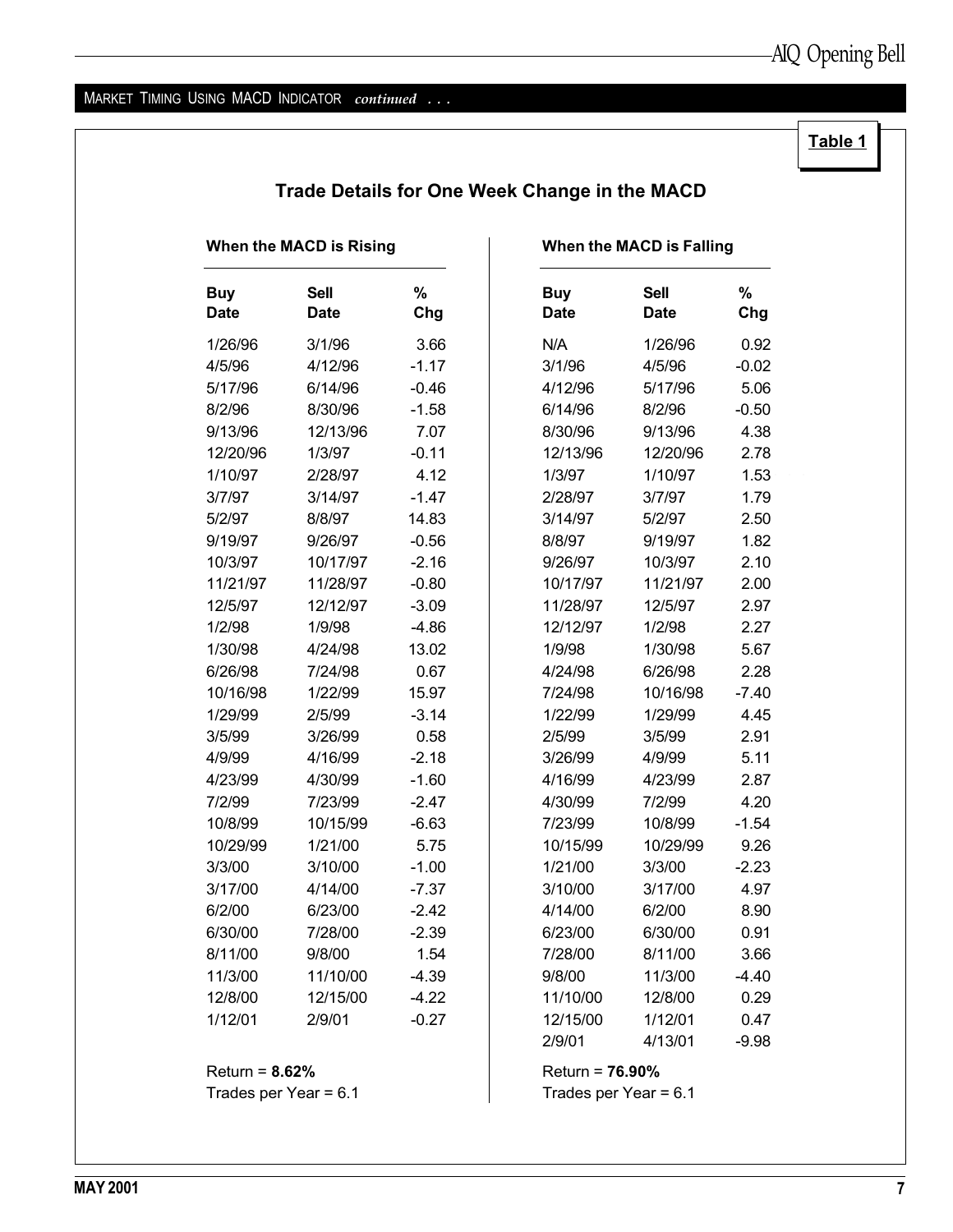MARKET TIMING USING MACD INDICATOR *continued . . .*

**Table 1**

## Trade Details for One Week Change in the MACD

**When the MACD is Rising**

| Buy Date | Sell Date | % Chg |
|---|---|---|
| 1/26/96 | 3/1/96 | 3.66 |
| 4/5/96 | 4/12/96 | -1.17 |
| 5/17/96 | 6/14/96 | -0.46 |
| 8/2/96 | 8/30/96 | -1.58 |
| 9/13/96 | 12/13/96 | 7.07 |
| 12/20/96 | 1/3/97 | -0.11 |
| 1/10/97 | 2/28/97 | 4.12 |
| 3/7/97 | 3/14/97 | -1.47 |
| 5/2/97 | 8/8/97 | 14.83 |
| 9/19/97 | 9/26/97 | -0.56 |
| 10/3/97 | 10/17/97 | -2.16 |
| 11/21/97 | 11/28/97 | -0.80 |
| 12/5/97 | 12/12/97 | -3.09 |
| 1/2/98 | 1/9/98 | -4.86 |
| 1/30/98 | 4/24/98 | 13.02 |
| 6/26/98 | 7/24/98 | 0.67 |
| 10/16/98 | 1/22/99 | 15.97 |
| 1/29/99 | 2/5/99 | -3.14 |
| 3/5/99 | 3/26/99 | 0.58 |
| 4/9/99 | 4/16/99 | -2.18 |
| 4/23/99 | 4/30/99 | -1.60 |
| 7/2/99 | 7/23/99 | -2.47 |
| 10/8/99 | 10/15/99 | -6.63 |
| 10/29/99 | 1/21/00 | 5.75 |
| 3/3/00 | 3/10/00 | -1.00 |
| 3/17/00 | 4/14/00 | -7.37 |
| 6/2/00 | 6/23/00 | -2.42 |
| 6/30/00 | 7/28/00 | -2.39 |
| 8/11/00 | 9/8/00 | 1.54 |
| 11/3/00 | 11/10/00 | -4.39 |
| 12/8/00 | 12/15/00 | -4.22 |
| 1/12/01 | 2/9/01 | -0.27 |

Return = **8.62%**
Trades per Year = 6.1

**When the MACD is Falling**

| Buy Date | Sell Date | % Chg |
|---|---|---|
| N/A | 1/26/96 | 0.92 |
| 3/1/96 | 4/5/96 | -0.02 |
| 4/12/96 | 5/17/96 | 5.06 |
| 6/14/96 | 8/2/96 | -0.50 |
| 8/30/96 | 9/13/96 | 4.38 |
| 12/13/96 | 12/20/96 | 2.78 |
| 1/3/97 | 1/10/97 | 1.53 |
| 2/28/97 | 3/7/97 | 1.79 |
| 3/14/97 | 5/2/97 | 2.50 |
| 8/8/97 | 9/19/97 | 1.82 |
| 9/26/97 | 10/3/97 | 2.10 |
| 10/17/97 | 11/21/97 | 2.00 |
| 11/28/97 | 12/5/97 | 2.97 |
| 12/12/97 | 1/2/98 | 2.27 |
| 1/9/98 | 1/30/98 | 5.67 |
| 4/24/98 | 6/26/98 | 2.28 |
| 7/24/98 | 10/16/98 | -7.40 |
| 1/22/99 | 1/29/99 | 4.45 |
| 2/5/99 | 3/5/99 | 2.91 |
| 3/26/99 | 4/9/99 | 5.11 |
| 4/16/99 | 4/23/99 | 2.87 |
| 4/30/99 | 7/2/99 | 4.20 |
| 7/23/99 | 10/8/99 | -1.54 |
| 10/15/99 | 10/29/99 | 9.26 |
| 1/21/00 | 3/3/00 | -2.23 |
| 3/10/00 | 3/17/00 | 4.97 |
| 4/14/00 | 6/2/00 | 8.90 |
| 6/23/00 | 6/30/00 | 0.91 |
| 7/28/00 | 8/11/00 | 3.66 |
| 9/8/00 | 11/3/00 | -4.40 |
| 11/10/00 | 12/8/00 | 0.29 |
| 12/15/00 | 1/12/01 | 0.47 |
| 2/9/01 | 4/13/01 | -9.98 |

Return = **76.90%**
Trades per Year = 6.1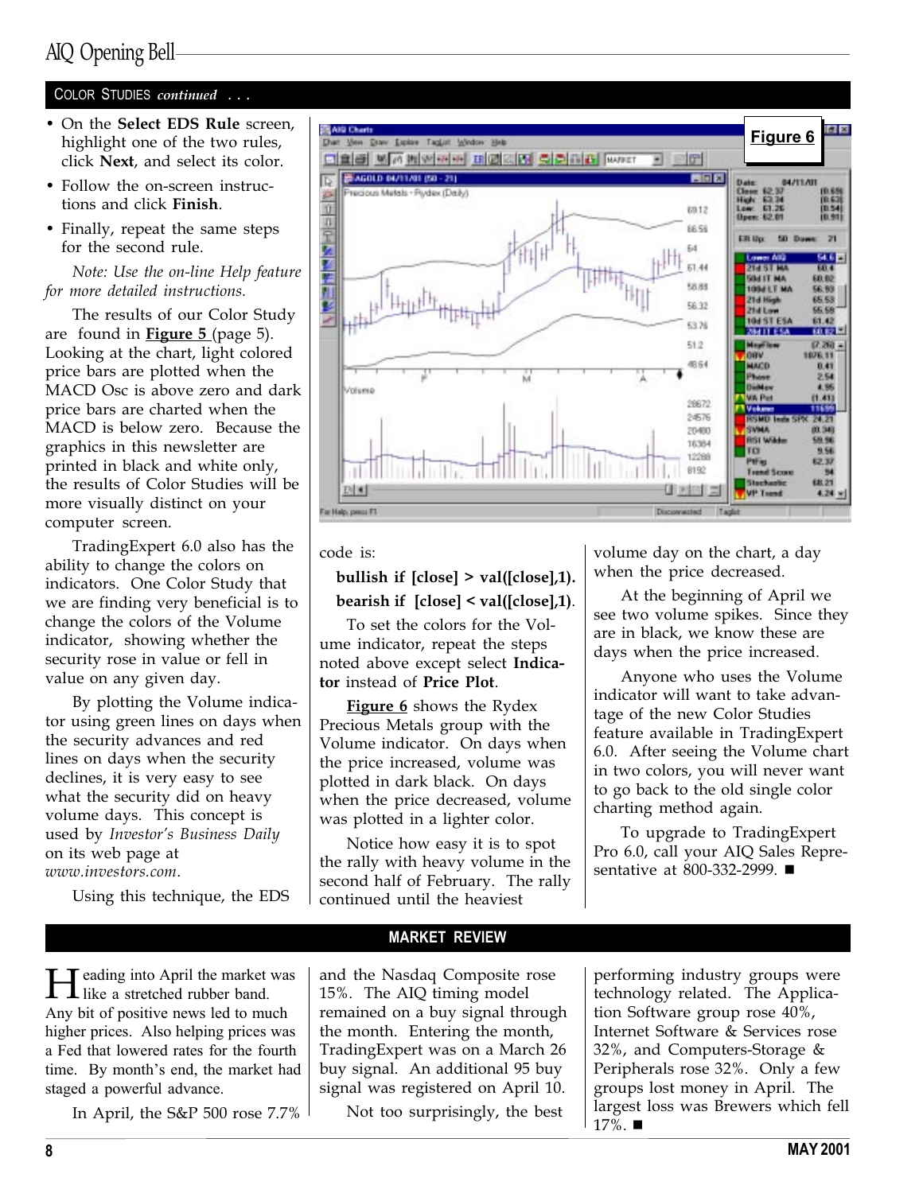## COLOR STUDIES *continued* . . .

- On the **Select EDS Rule** screen, highlight one of the two rules, click **Next**, and select its color.
- Follow the on-screen instructions and click **Finish**.
- Finally, repeat the same steps for the second rule.

*Note: Use the on-line Help feature for more detailed instructions.*

The results of our Color Study are found in **Figure 5** (page 5). Looking at the chart, light colored price bars are plotted when the MACD Osc is above zero and dark price bars are charted when the MACD is below zero. Because the graphics in this newsletter are printed in black and white only, the results of Color Studies will be more visually distinct on your computer screen.

TradingExpert 6.0 also has the ability to change the colors on indicators. One Color Study that we are finding very beneficial is to change the colors of the Volume indicator, showing whether the security rose in value or fell in value on any given day.

By plotting the Volume indicator using green lines on days when the security advances and red lines on days when the security declines, it is very easy to see what the security did on heavy volume days. This concept is used by *Investor's Business Daily* on its web page at *www.investors.com*.

Using this technique, the EDS code is:

**bullish if [close] > val([close],1).**

**bearish if [close] < val([close],1).**

To set the colors for the Volume indicator, repeat the steps noted above except select **Indicator** instead of **Price Plot**.

**Figure 6** shows the Rydex Precious Metals group with the Volume indicator. On days when the price increased, volume was plotted in dark black. On days when the price decreased, volume was plotted in a lighter color.

Notice how easy it is to spot the rally with heavy volume in the second half of February. The rally continued until the heaviest volume day on the chart, a day when the price decreased.

At the beginning of April we see two volume spikes. Since they are in black, we know these are days when the price increased.

Anyone who uses the Volume indicator will want to take advantage of the new Color Studies feature available in TradingExpert 6.0. After seeing the Volume chart in two colors, you will never want to go back to the old single color charting method again.

To upgrade to TradingExpert Pro 6.0, call your AIQ Sales Representative at 800-332-2999. ■

**Figure 6**

## MARKET REVIEW

Heading into April the market was like a stretched rubber band. Any bit of positive news led to much higher prices. Also helping prices was a Fed that lowered rates for the fourth time. By month's end, the market had staged a powerful advance.

In April, the S&P 500 rose 7.7% and the Nasdaq Composite rose 15%. The AIQ timing model remained on a buy signal through the month. Entering the month, TradingExpert was on a March 26 buy signal. An additional 95 buy signal was registered on April 10.

Not too surprisingly, the best performing industry groups were technology related. The Application Software group rose 40%, Internet Software & Services rose 32%, and Computers-Storage & Peripherals rose 32%. Only a few groups lost money in April. The largest loss was Brewers which fell 17%. ■